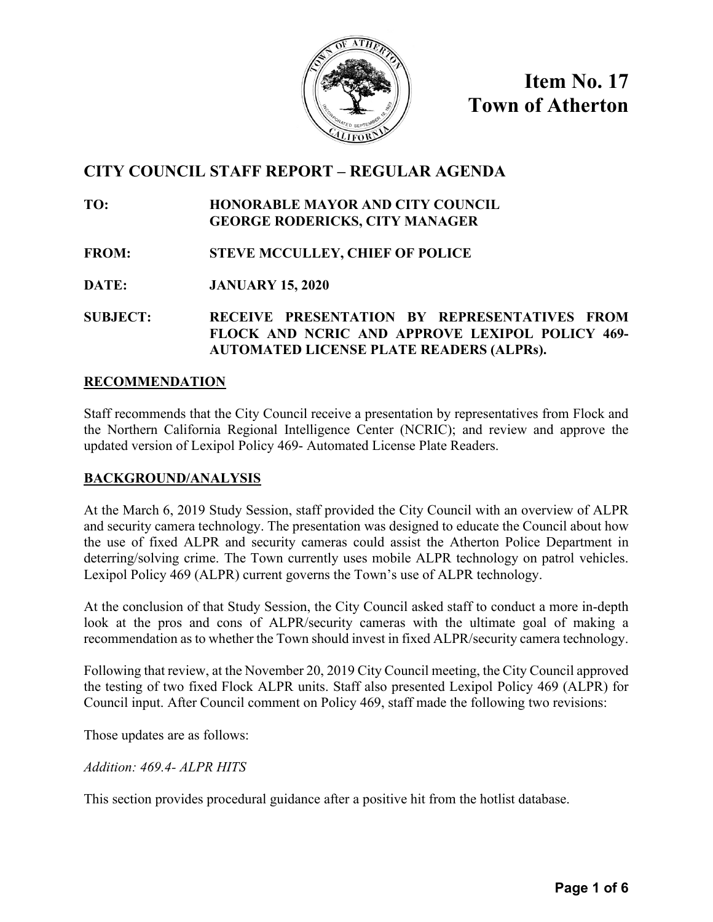# Item No. 17
# Town of Atherton

## CITY COUNCIL STAFF REPORT – REGULAR AGENDA

**TO:** HONORABLE MAYOR AND CITY COUNCIL
GEORGE RODERICKS, CITY MANAGER

**FROM:** STEVE MCCULLEY, CHIEF OF POLICE

**DATE:** JANUARY 15, 2020

**SUBJECT:** RECEIVE PRESENTATION BY REPRESENTATIVES FROM FLOCK AND NCRIC AND APPROVE LEXIPOL POLICY 469- AUTOMATED LICENSE PLATE READERS (ALPRs).

### RECOMMENDATION

Staff recommends that the City Council receive a presentation by representatives from Flock and the Northern California Regional Intelligence Center (NCRIC); and review and approve the updated version of Lexipol Policy 469- Automated License Plate Readers.

### BACKGROUND/ANALYSIS

At the March 6, 2019 Study Session, staff provided the City Council with an overview of ALPR and security camera technology. The presentation was designed to educate the Council about how the use of fixed ALPR and security cameras could assist the Atherton Police Department in deterring/solving crime. The Town currently uses mobile ALPR technology on patrol vehicles. Lexipol Policy 469 (ALPR) current governs the Town's use of ALPR technology.

At the conclusion of that Study Session, the City Council asked staff to conduct a more in-depth look at the pros and cons of ALPR/security cameras with the ultimate goal of making a recommendation as to whether the Town should invest in fixed ALPR/security camera technology.

Following that review, at the November 20, 2019 City Council meeting, the City Council approved the testing of two fixed Flock ALPR units. Staff also presented Lexipol Policy 469 (ALPR) for Council input. After Council comment on Policy 469, staff made the following two revisions:

Those updates are as follows:

*Addition: 469.4- ALPR HITS*

This section provides procedural guidance after a positive hit from the hotlist database.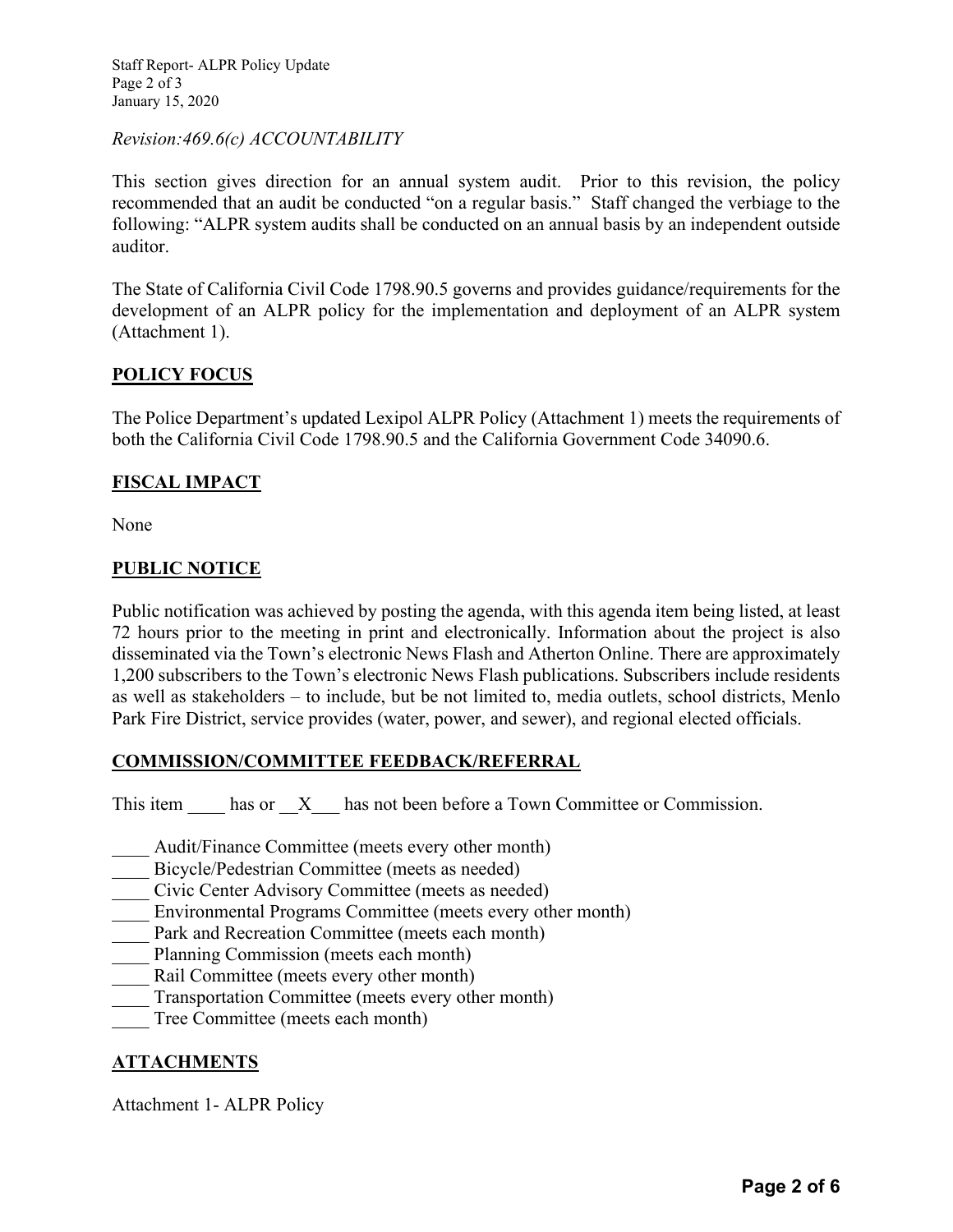*Revision:469.6(c) ACCOUNTABILITY*

This section gives direction for an annual system audit. Prior to this revision, the policy recommended that an audit be conducted "on a regular basis." Staff changed the verbiage to the following: "ALPR system audits shall be conducted on an annual basis by an independent outside auditor.

The State of California Civil Code 1798.90.5 governs and provides guidance/requirements for the development of an ALPR policy for the implementation and deployment of an ALPR system (Attachment 1).

## POLICY FOCUS

The Police Department's updated Lexipol ALPR Policy (Attachment 1) meets the requirements of both the California Civil Code 1798.90.5 and the California Government Code 34090.6.

## FISCAL IMPACT

None

## PUBLIC NOTICE

Public notification was achieved by posting the agenda, with this agenda item being listed, at least 72 hours prior to the meeting in print and electronically. Information about the project is also disseminated via the Town's electronic News Flash and Atherton Online. There are approximately 1,200 subscribers to the Town's electronic News Flash publications. Subscribers include residents as well as stakeholders – to include, but be not limited to, media outlets, school districts, Menlo Park Fire District, service provides (water, power, and sewer), and regional elected officials.

## COMMISSION/COMMITTEE FEEDBACK/REFERRAL

This item ____ has or __X___ has not been before a Town Committee or Commission.

____ Audit/Finance Committee (meets every other month)
____ Bicycle/Pedestrian Committee (meets as needed)
____ Civic Center Advisory Committee (meets as needed)
____ Environmental Programs Committee (meets every other month)
____ Park and Recreation Committee (meets each month)
____ Planning Commission (meets each month)
____ Rail Committee (meets every other month)
____ Transportation Committee (meets every other month)
____ Tree Committee (meets each month)

## ATTACHMENTS

Attachment 1- ALPR Policy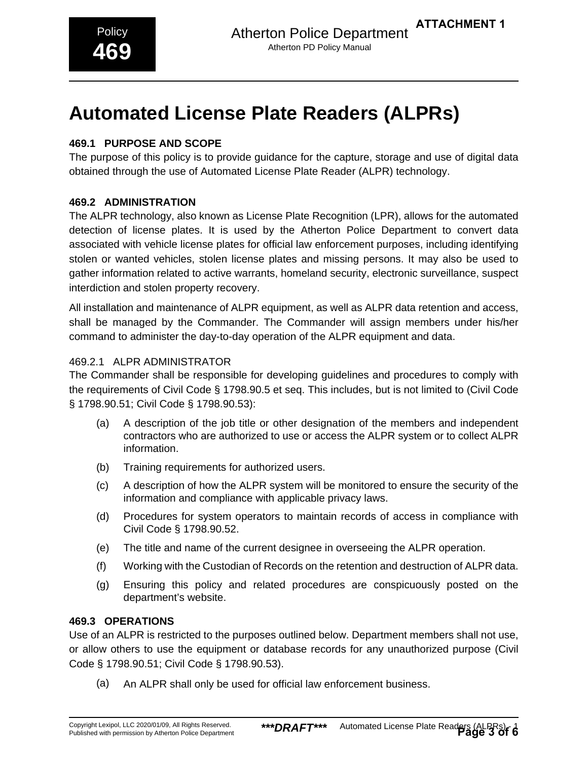# Automated License Plate Readers (ALPRs)

## 469.1 PURPOSE AND SCOPE

The purpose of this policy is to provide guidance for the capture, storage and use of digital data obtained through the use of Automated License Plate Reader (ALPR) technology.

## 469.2 ADMINISTRATION

The ALPR technology, also known as License Plate Recognition (LPR), allows for the automated detection of license plates. It is used by the Atherton Police Department to convert data associated with vehicle license plates for official law enforcement purposes, including identifying stolen or wanted vehicles, stolen license plates and missing persons. It may also be used to gather information related to active warrants, homeland security, electronic surveillance, suspect interdiction and stolen property recovery.

All installation and maintenance of ALPR equipment, as well as ALPR data retention and access, shall be managed by the Commander. The Commander will assign members under his/her command to administer the day-to-day operation of the ALPR equipment and data.

### 469.2.1 ALPR ADMINISTRATOR

The Commander shall be responsible for developing guidelines and procedures to comply with the requirements of Civil Code § 1798.90.5 et seq. This includes, but is not limited to (Civil Code § 1798.90.51; Civil Code § 1798.90.53):

(a) A description of the job title or other designation of the members and independent contractors who are authorized to use or access the ALPR system or to collect ALPR information.

(b) Training requirements for authorized users.

(c) A description of how the ALPR system will be monitored to ensure the security of the information and compliance with applicable privacy laws.

(d) Procedures for system operators to maintain records of access in compliance with Civil Code § 1798.90.52.

(e) The title and name of the current designee in overseeing the ALPR operation.

(f) Working with the Custodian of Records on the retention and destruction of ALPR data.

(g) Ensuring this policy and related procedures are conspicuously posted on the department's website.

## 469.3 OPERATIONS

Use of an ALPR is restricted to the purposes outlined below. Department members shall not use, or allow others to use the equipment or database records for any unauthorized purpose (Civil Code § 1798.90.51; Civil Code § 1798.90.53).

(a) An ALPR shall only be used for official law enforcement business.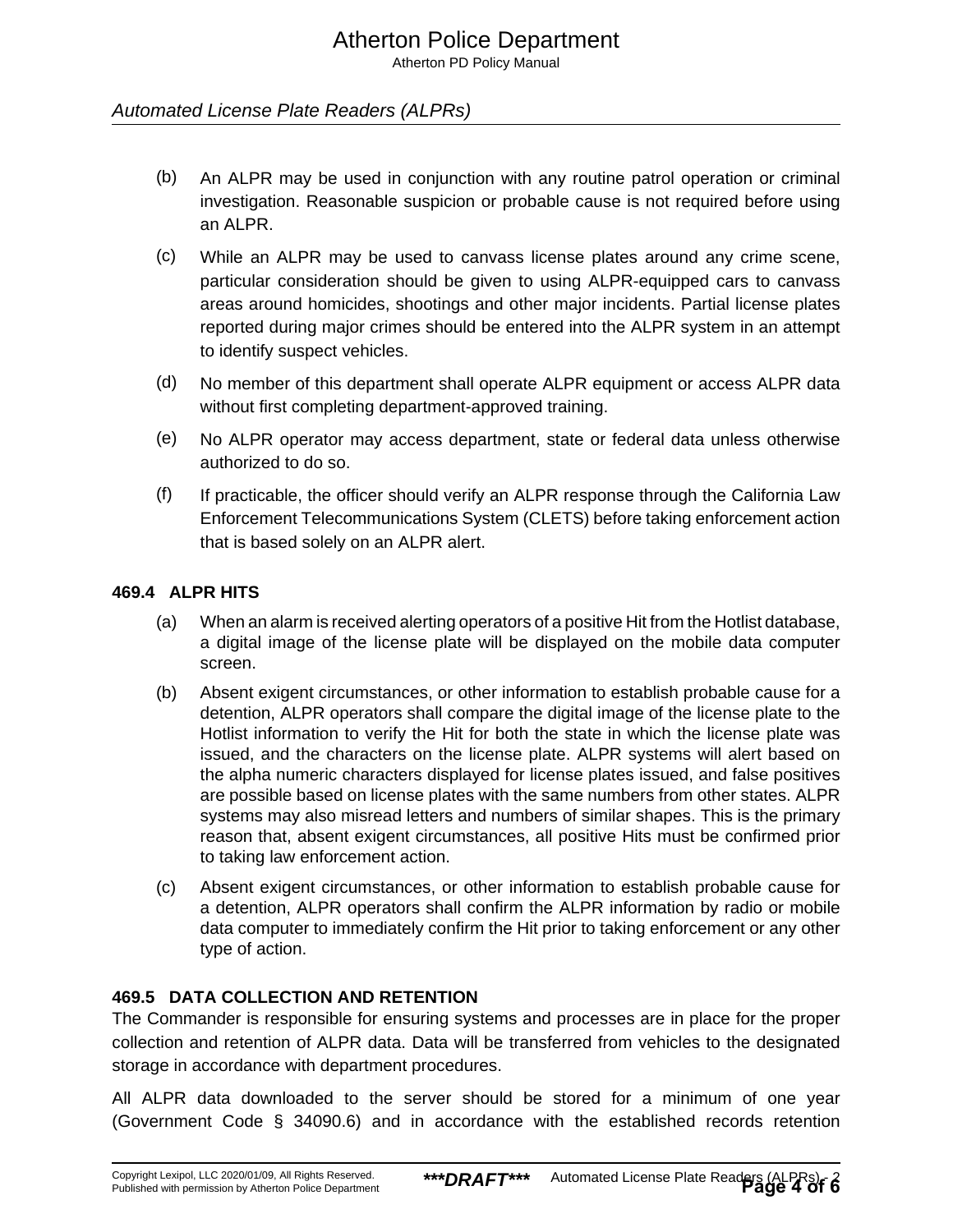(b) An ALPR may be used in conjunction with any routine patrol operation or criminal investigation. Reasonable suspicion or probable cause is not required before using an ALPR.

(c) While an ALPR may be used to canvass license plates around any crime scene, particular consideration should be given to using ALPR-equipped cars to canvass areas around homicides, shootings and other major incidents. Partial license plates reported during major crimes should be entered into the ALPR system in an attempt to identify suspect vehicles.

(d) No member of this department shall operate ALPR equipment or access ALPR data without first completing department-approved training.

(e) No ALPR operator may access department, state or federal data unless otherwise authorized to do so.

(f) If practicable, the officer should verify an ALPR response through the California Law Enforcement Telecommunications System (CLETS) before taking enforcement action that is based solely on an ALPR alert.

### 469.4 ALPR HITS

(a) When an alarm is received alerting operators of a positive Hit from the Hotlist database, a digital image of the license plate will be displayed on the mobile data computer screen.

(b) Absent exigent circumstances, or other information to establish probable cause for a detention, ALPR operators shall compare the digital image of the license plate to the Hotlist information to verify the Hit for both the state in which the license plate was issued, and the characters on the license plate. ALPR systems will alert based on the alpha numeric characters displayed for license plates issued, and false positives are possible based on license plates with the same numbers from other states. ALPR systems may also misread letters and numbers of similar shapes. This is the primary reason that, absent exigent circumstances, all positive Hits must be confirmed prior to taking law enforcement action.

(c) Absent exigent circumstances, or other information to establish probable cause for a detention, ALPR operators shall confirm the ALPR information by radio or mobile data computer to immediately confirm the Hit prior to taking enforcement or any other type of action.

### 469.5 DATA COLLECTION AND RETENTION

The Commander is responsible for ensuring systems and processes are in place for the proper collection and retention of ALPR data. Data will be transferred from vehicles to the designated storage in accordance with department procedures.

All ALPR data downloaded to the server should be stored for a minimum of one year (Government Code § 34090.6) and in accordance with the established records retention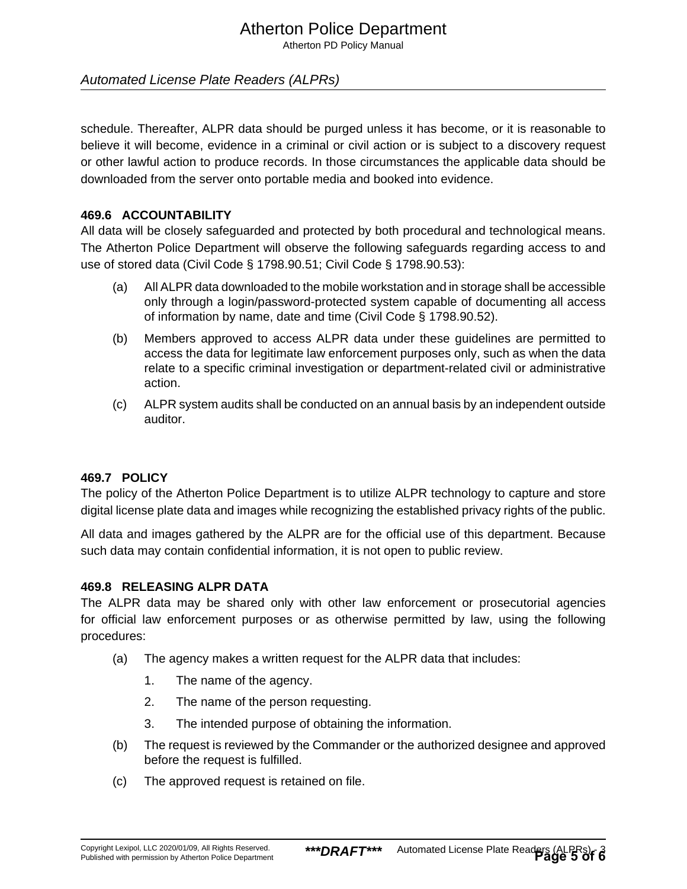schedule. Thereafter, ALPR data should be purged unless it has become, or it is reasonable to believe it will become, evidence in a criminal or civil action or is subject to a discovery request or other lawful action to produce records. In those circumstances the applicable data should be downloaded from the server onto portable media and booked into evidence.

### 469.6 ACCOUNTABILITY

All data will be closely safeguarded and protected by both procedural and technological means. The Atherton Police Department will observe the following safeguards regarding access to and use of stored data (Civil Code § 1798.90.51; Civil Code § 1798.90.53):

(a) All ALPR data downloaded to the mobile workstation and in storage shall be accessible only through a login/password-protected system capable of documenting all access of information by name, date and time (Civil Code § 1798.90.52).

(b) Members approved to access ALPR data under these guidelines are permitted to access the data for legitimate law enforcement purposes only, such as when the data relate to a specific criminal investigation or department-related civil or administrative action.

(c) ALPR system audits shall be conducted on an annual basis by an independent outside auditor.

### 469.7 POLICY

The policy of the Atherton Police Department is to utilize ALPR technology to capture and store digital license plate data and images while recognizing the established privacy rights of the public.

All data and images gathered by the ALPR are for the official use of this department. Because such data may contain confidential information, it is not open to public review.

### 469.8 RELEASING ALPR DATA

The ALPR data may be shared only with other law enforcement or prosecutorial agencies for official law enforcement purposes or as otherwise permitted by law, using the following procedures:

(a) The agency makes a written request for the ALPR data that includes:

1. The name of the agency.
2. The name of the person requesting.
3. The intended purpose of obtaining the information.

(b) The request is reviewed by the Commander or the authorized designee and approved before the request is fulfilled.

(c) The approved request is retained on file.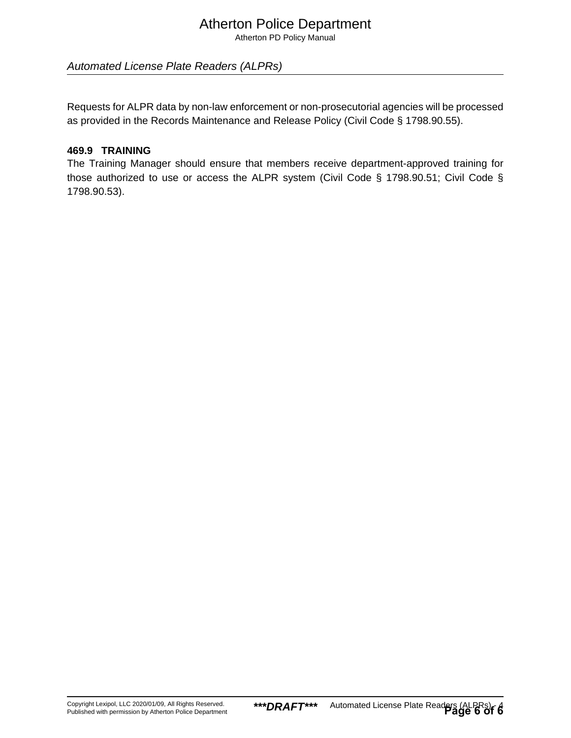Requests for ALPR data by non-law enforcement or non-prosecutorial agencies will be processed as provided in the Records Maintenance and Release Policy (Civil Code § 1798.90.55).

### 469.9 TRAINING

The Training Manager should ensure that members receive department-approved training for those authorized to use or access the ALPR system (Civil Code § 1798.90.51; Civil Code § 1798.90.53).